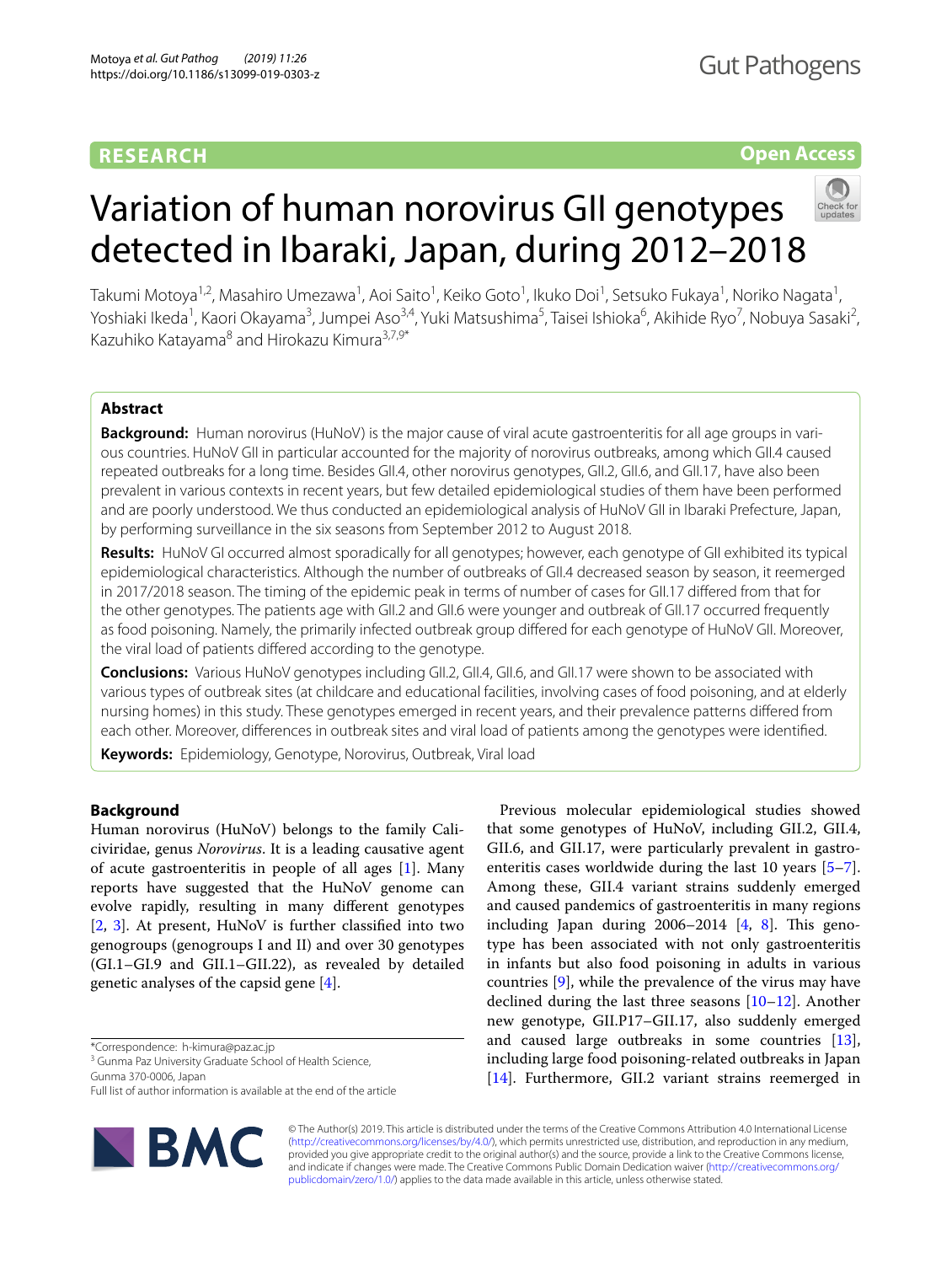RESEARCH

Open Access

# Variation of human norovirus GII genotypes detected in Ibaraki, Japan, during 2012–2018

Takumi Motoya[1,2], Masahiro Umezawa[1], Aoi Saito[1], Keiko Goto[1], Ikuko Doi[1], Setsuko Fukaya[1], Noriko Nagata[1], Yoshiaki Ikeda[1], Kaori Okayama[3], Jumpei Aso[3,4], Yuki Matsushima[5], Taisei Ishioka[6], Akihide Ryo[7], Nobuya Sasaki[2], Kazuhiko Katayama[8] and Hirokazu Kimura[3,7,9*]

## Abstract

**Background:** Human norovirus (HuNoV) is the major cause of viral acute gastroenteritis for all age groups in various countries. HuNoV GII in particular accounted for the majority of norovirus outbreaks, among which GII.4 caused repeated outbreaks for a long time. Besides GII.4, other norovirus genotypes, GII.2, GII.6, and GII.17, have also been prevalent in various contexts in recent years, but few detailed epidemiological studies of them have been performed and are poorly understood. We thus conducted an epidemiological analysis of HuNoV GII in Ibaraki Prefecture, Japan, by performing surveillance in the six seasons from September 2012 to August 2018.

**Results:** HuNoV GI occurred almost sporadically for all genotypes; however, each genotype of GII exhibited its typical epidemiological characteristics. Although the number of outbreaks of GII.4 decreased season by season, it reemerged in 2017/2018 season. The timing of the epidemic peak in terms of number of cases for GII.17 differed from that for the other genotypes. The patients age with GII.2 and GII.6 were younger and outbreak of GII.17 occurred frequently as food poisoning. Namely, the primarily infected outbreak group differed for each genotype of HuNoV GII. Moreover, the viral load of patients differed according to the genotype.

**Conclusions:** Various HuNoV genotypes including GII.2, GII.4, GII.6, and GII.17 were shown to be associated with various types of outbreak sites (at childcare and educational facilities, involving cases of food poisoning, and at elderly nursing homes) in this study. These genotypes emerged in recent years, and their prevalence patterns differed from each other. Moreover, differences in outbreak sites and viral load of patients among the genotypes were identified.

**Keywords:** Epidemiology, Genotype, Norovirus, Outbreak, Viral load

## Background

Human norovirus (HuNoV) belongs to the family Caliciviridae, genus *Norovirus*. It is a leading causative agent of acute gastroenteritis in people of all ages [1]. Many reports have suggested that the HuNoV genome can evolve rapidly, resulting in many different genotypes [2, 3]. At present, HuNoV is further classified into two genogroups (genogroups I and II) and over 30 genotypes (GI.1–GI.9 and GII.1–GII.22), as revealed by detailed genetic analyses of the capsid gene [4].

Previous molecular epidemiological studies showed that some genotypes of HuNoV, including GII.2, GII.4, GII.6, and GII.17, were particularly prevalent in gastroenteritis cases worldwide during the last 10 years [5–7]. Among these, GII.4 variant strains suddenly emerged and caused pandemics of gastroenteritis in many regions including Japan during 2006–2014 [4, 8]. This genotype has been associated with not only gastroenteritis in infants but also food poisoning in adults in various countries [9], while the prevalence of the virus may have declined during the last three seasons [10–12]. Another new genotype, GII.P17–GII.17, also suddenly emerged and caused large outbreaks in some countries [13], including large food poisoning-related outbreaks in Japan [14]. Furthermore, GII.2 variant strains reemerged in

*Correspondence: h-kimura@paz.ac.jp
[3] Gunma Paz University Graduate School of Health Science, Gunma 370-0006, Japan
Full list of author information is available at the end of the article

© The Author(s) 2019. This article is distributed under the terms of the Creative Commons Attribution 4.0 International License (http://creativecommons.org/licenses/by/4.0/), which permits unrestricted use, distribution, and reproduction in any medium, provided you give appropriate credit to the original author(s) and the source, provide a link to the Creative Commons license, and indicate if changes were made. The Creative Commons Public Domain Dedication waiver (http://creativecommons.org/publicdomain/zero/1.0/) applies to the data made available in this article, unless otherwise stated.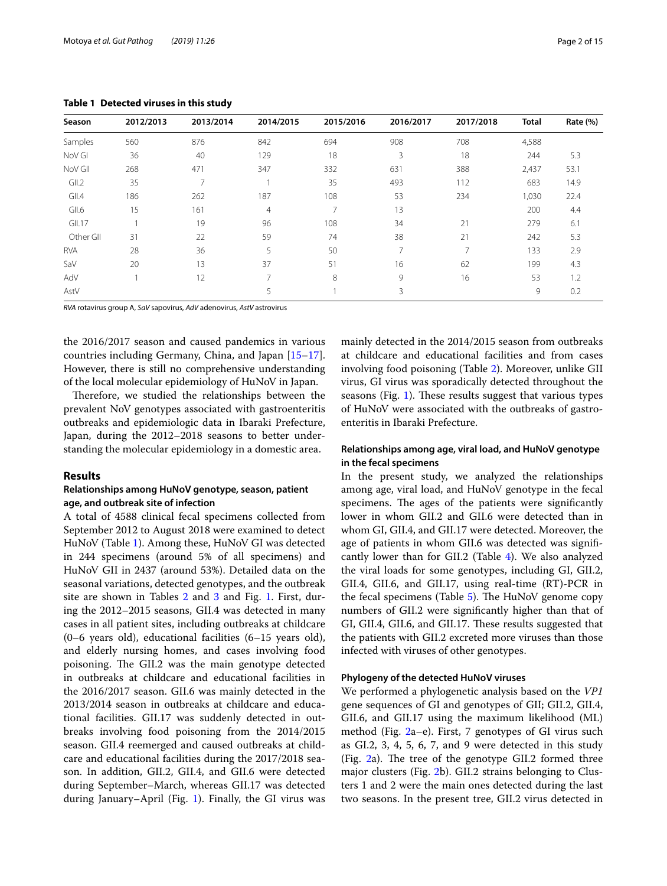**Table 1 Detected viruses in this study**

| Season | 2012/2013 | 2013/2014 | 2014/2015 | 2015/2016 | 2016/2017 | 2017/2018 | Total | Rate (%) |
|---|---|---|---|---|---|---|---|---|
| Samples | 560 | 876 | 842 | 694 | 908 | 708 | 4,588 | |
| NoV GI | 36 | 40 | 129 | 18 | 3 | 18 | 244 | 5.3 |
| NoV GII | 268 | 471 | 347 | 332 | 631 | 388 | 2,437 | 53.1 |
| GII.2 | 35 | 7 | 1 | 35 | 493 | 112 | 683 | 14.9 |
| GII.4 | 186 | 262 | 187 | 108 | 53 | 234 | 1,030 | 22.4 |
| GII.6 | 15 | 161 | 4 | 7 | 13 | | 200 | 4.4 |
| GII.17 | 1 | 19 | 96 | 108 | 34 | 21 | 279 | 6.1 |
| Other GII | 31 | 22 | 59 | 74 | 38 | 21 | 242 | 5.3 |
| RVA | 28 | 36 | 5 | 50 | 7 | 7 | 133 | 2.9 |
| SaV | 20 | 13 | 37 | 51 | 16 | 62 | 199 | 4.3 |
| AdV | 1 | 12 | 7 | 8 | 9 | 16 | 53 | 1.2 |
| AstV | | | 5 | 1 | 3 | | 9 | 0.2 |

*RVA* rotavirus group A, *SaV* sapovirus, *AdV* adenovirus, *AstV* astrovirus

the 2016/2017 season and caused pandemics in various countries including Germany, China, and Japan [15–17]. However, there is still no comprehensive understanding of the local molecular epidemiology of HuNoV in Japan.

Therefore, we studied the relationships between the prevalent NoV genotypes associated with gastroenteritis outbreaks and epidemiologic data in Ibaraki Prefecture, Japan, during the 2012–2018 seasons to better understanding the molecular epidemiology in a domestic area.

## Results

### Relationships among HuNoV genotype, season, patient age, and outbreak site of infection

A total of 4588 clinical fecal specimens collected from September 2012 to August 2018 were examined to detect HuNoV (Table 1). Among these, HuNoV GI was detected in 244 specimens (around 5% of all specimens) and HuNoV GII in 2437 (around 53%). Detailed data on the seasonal variations, detected genotypes, and the outbreak site are shown in Tables 2 and 3 and Fig. 1. First, during the 2012–2015 seasons, GII.4 was detected in many cases in all patient sites, including outbreaks at childcare (0–6 years old), educational facilities (6–15 years old), and elderly nursing homes, and cases involving food poisoning. The GII.2 was the main genotype detected in outbreaks at childcare and educational facilities in the 2016/2017 season. GII.6 was mainly detected in the 2013/2014 season in outbreaks at childcare and educational facilities. GII.17 was suddenly detected in outbreaks involving food poisoning from the 2014/2015 season. GII.4 reemerged and caused outbreaks at childcare and educational facilities during the 2017/2018 season. In addition, GII.2, GII.4, and GII.6 were detected during September–March, whereas GII.17 was detected during January–April (Fig. 1). Finally, the GI virus was mainly detected in the 2014/2015 season from outbreaks at childcare and educational facilities and from cases involving food poisoning (Table 2). Moreover, unlike GII virus, GI virus was sporadically detected throughout the seasons (Fig. 1). These results suggest that various types of HuNoV were associated with the outbreaks of gastroenteritis in Ibaraki Prefecture.

### Relationships among age, viral load, and HuNoV genotype in the fecal specimens

In the present study, we analyzed the relationships among age, viral load, and HuNoV genotype in the fecal specimens. The ages of the patients were significantly lower in whom GII.2 and GII.6 were detected than in whom GI, GII.4, and GII.17 were detected. Moreover, the age of patients in whom GII.6 was detected was significantly lower than for GII.2 (Table 4). We also analyzed the viral loads for some genotypes, including GI, GII.2, GII.4, GII.6, and GII.17, using real-time (RT)-PCR in the fecal specimens (Table 5). The HuNoV genome copy numbers of GII.2 were significantly higher than that of GI, GII.4, GII.6, and GII.17. These results suggested that the patients with GII.2 excreted more viruses than those infected with viruses of other genotypes.

### Phylogeny of the detected HuNoV viruses

We performed a phylogenetic analysis based on the *VP1* gene sequences of GI and genotypes of GII; GII.2, GII.4, GII.6, and GII.17 using the maximum likelihood (ML) method (Fig. 2a–e). First, 7 genotypes of GI virus such as GI.2, 3, 4, 5, 6, 7, and 9 were detected in this study (Fig. 2a). The tree of the genotype GII.2 formed three major clusters (Fig. 2b). GII.2 strains belonging to Clusters 1 and 2 were the main ones detected during the last two seasons. In the present tree, GII.2 virus detected in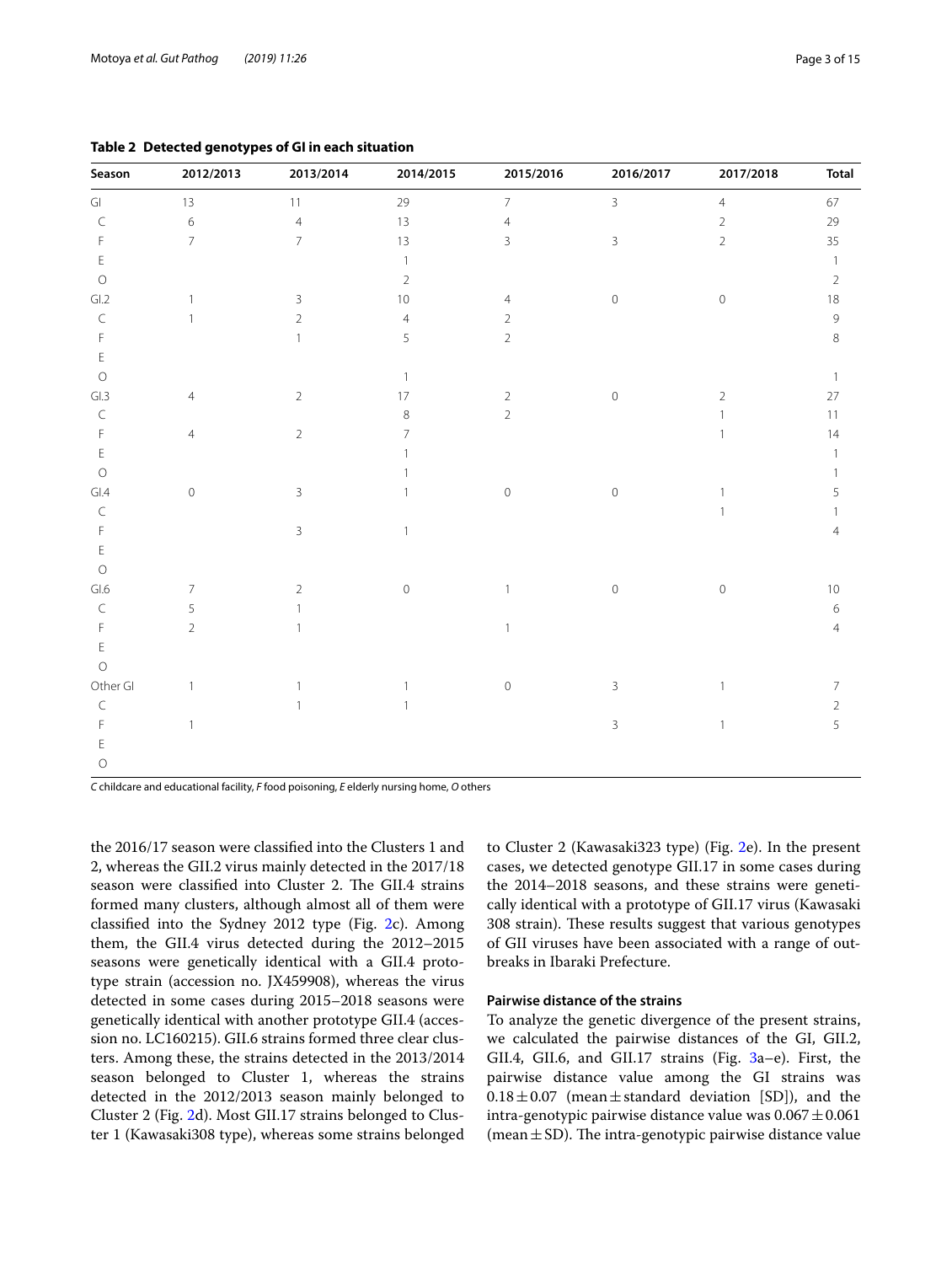**Table 2 Detected genotypes of GI in each situation**

| Season | 2012/2013 | 2013/2014 | 2014/2015 | 2015/2016 | 2016/2017 | 2017/2018 | Total |
|---|---|---|---|---|---|---|---|
| GI | 13 | 11 | 29 | 7 | 3 | 4 | 67 |
| C | 6 | 4 | 13 | 4 | | 2 | 29 |
| F | 7 | 7 | 13 | 3 | 3 | 2 | 35 |
| E | | | 1 | | | | 1 |
| O | | | 2 | | | | 2 |
| GI.2 | 1 | 3 | 10 | 4 | 0 | 0 | 18 |
| C | 1 | 2 | 4 | 2 | | | 9 |
| F | | 1 | 5 | 2 | | | 8 |
| E | | | | | | | |
| O | | | 1 | | | | 1 |
| GI.3 | 4 | 2 | 17 | 2 | 0 | 2 | 27 |
| C | | | 8 | 2 | | 1 | 11 |
| F | 4 | 2 | 7 | | | 1 | 14 |
| E | | | 1 | | | | 1 |
| O | | | 1 | | | | 1 |
| GI.4 | 0 | 3 | 1 | 0 | 0 | 1 | 5 |
| C | | | | | | 1 | 1 |
| F | | 3 | 1 | | | | 4 |
| E | | | | | | | |
| O | | | | | | | |
| GI.6 | 7 | 2 | 0 | 1 | 0 | 0 | 10 |
| C | 5 | 1 | | | | | 6 |
| F | 2 | 1 | | 1 | | | 4 |
| E | | | | | | | |
| O | | | | | | | |
| Other GI | 1 | 1 | 1 | 0 | 3 | 1 | 7 |
| C | | 1 | 1 | | | | 2 |
| F | 1 | | | | 3 | 1 | 5 |
| E | | | | | | | |
| O | | | | | | | |

*C* childcare and educational facility, *F* food poisoning, *E* elderly nursing home, *O* others

the 2016/17 season were classified into the Clusters 1 and 2, whereas the GII.2 virus mainly detected in the 2017/18 season were classified into Cluster 2. The GII.4 strains formed many clusters, although almost all of them were classified into the Sydney 2012 type (Fig. 2c). Among them, the GII.4 virus detected during the 2012–2015 seasons were genetically identical with a GII.4 prototype strain (accession no. JX459908), whereas the virus detected in some cases during 2015–2018 seasons were genetically identical with another prototype GII.4 (accession no. LC160215). GII.6 strains formed three clear clusters. Among these, the strains detected in the 2013/2014 season belonged to Cluster 1, whereas the strains detected in the 2012/2013 season mainly belonged to Cluster 2 (Fig. 2d). Most GII.17 strains belonged to Cluster 1 (Kawasaki308 type), whereas some strains belonged to Cluster 2 (Kawasaki323 type) (Fig. 2e). In the present cases, we detected genotype GII.17 in some cases during the 2014–2018 seasons, and these strains were genetically identical with a prototype of GII.17 virus (Kawasaki 308 strain). These results suggest that various genotypes of GII viruses have been associated with a range of outbreaks in Ibaraki Prefecture.

### Pairwise distance of the strains

To analyze the genetic divergence of the present strains, we calculated the pairwise distances of the GI, GII.2, GII.4, GII.6, and GII.17 strains (Fig. 3a–e). First, the pairwise distance value among the GI strains was $0.18 \pm 0.07$ (mean $\pm$ standard deviation [SD]), and the intra-genotypic pairwise distance value was $0.067 \pm 0.061$ (mean $\pm$ SD). The intra-genotypic pairwise distance value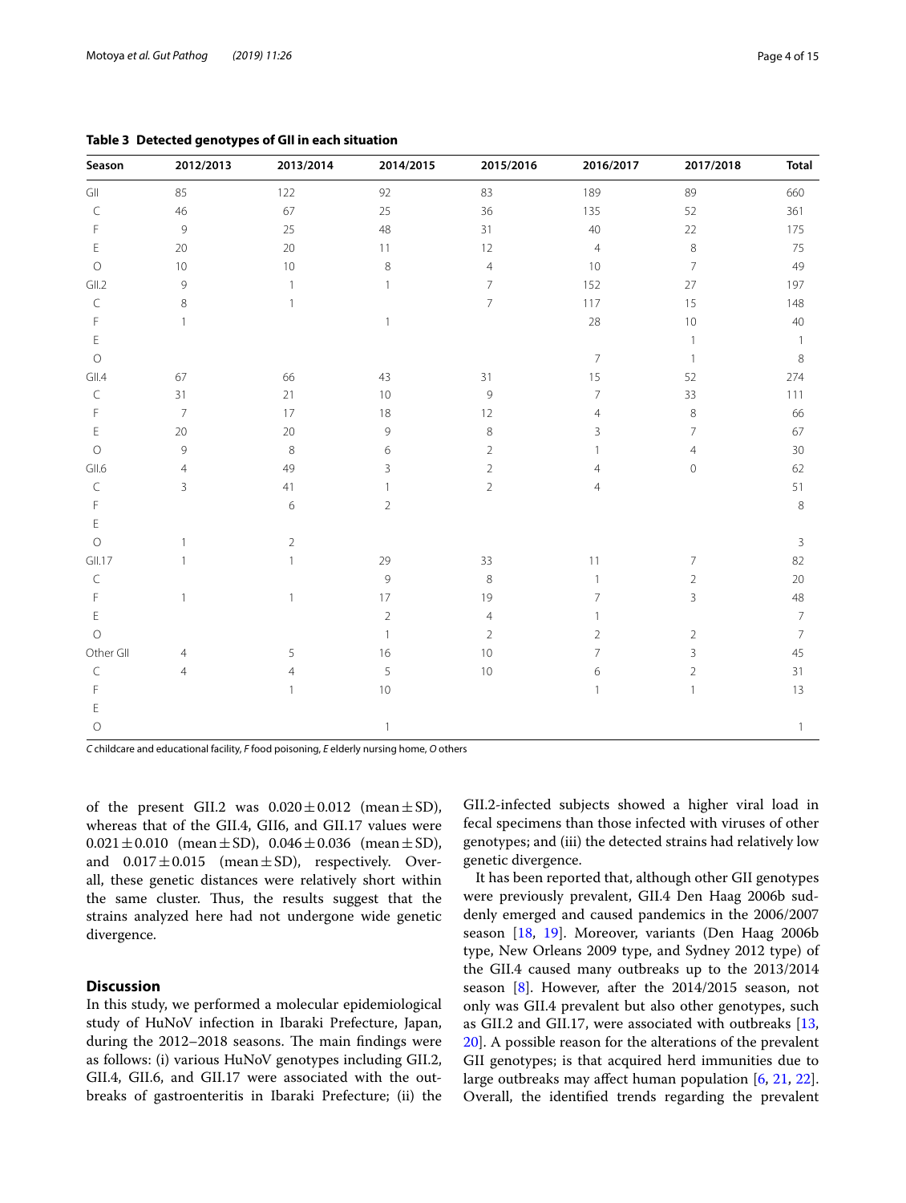**Table 3 Detected genotypes of GII in each situation**

| Season | 2012/2013 | 2013/2014 | 2014/2015 | 2015/2016 | 2016/2017 | 2017/2018 | Total |
|---|---|---|---|---|---|---|---|
| GII | 85 | 122 | 92 | 83 | 189 | 89 | 660 |
| C | 46 | 67 | 25 | 36 | 135 | 52 | 361 |
| F | 9 | 25 | 48 | 31 | 40 | 22 | 175 |
| E | 20 | 20 | 11 | 12 | 4 | 8 | 75 |
| O | 10 | 10 | 8 | 4 | 10 | 7 | 49 |
| GII.2 | 9 | 1 | 1 | 7 | 152 | 27 | 197 |
| C | 8 | 1 | | 7 | 117 | 15 | 148 |
| F | 1 | | 1 | | 28 | 10 | 40 |
| E | | | | | | 1 | 1 |
| O | | | | | 7 | 1 | 8 |
| GII.4 | 67 | 66 | 43 | 31 | 15 | 52 | 274 |
| C | 31 | 21 | 10 | 9 | 7 | 33 | 111 |
| F | 7 | 17 | 18 | 12 | 4 | 8 | 66 |
| E | 20 | 20 | 9 | 8 | 3 | 7 | 67 |
| O | 9 | 8 | 6 | 2 | 1 | 4 | 30 |
| GII.6 | 4 | 49 | 3 | 2 | 4 | 0 | 62 |
| C | 3 | 41 | 1 | 2 | 4 | | 51 |
| F | | 6 | 2 | | | | 8 |
| E | | | | | | | |
| O | 1 | 2 | | | | | 3 |
| GII.17 | 1 | 1 | 29 | 33 | 11 | 7 | 82 |
| C | | | 9 | 8 | 1 | 2 | 20 |
| F | 1 | 1 | 17 | 19 | 7 | 3 | 48 |
| E | | | 2 | 4 | 1 | | 7 |
| O | | | 1 | 2 | 2 | 2 | 7 |
| Other GII | 4 | 5 | 16 | 10 | 7 | 3 | 45 |
| C | 4 | 4 | 5 | 10 | 6 | 2 | 31 |
| F | | 1 | 10 | | 1 | 1 | 13 |
| E | | | | | | | |
| O | | | 1 | | | | 1 |

*C* childcare and educational facility, *F* food poisoning, *E* elderly nursing home, *O* others

of the present GII.2 was $0.020 \pm 0.012$ (mean ± SD), whereas that of the GII.4, GII6, and GII.17 values were $0.021 \pm 0.010$ (mean ± SD), $0.046 \pm 0.036$ (mean ± SD), and $0.017 \pm 0.015$ (mean ± SD), respectively. Overall, these genetic distances were relatively short within the same cluster. Thus, the results suggest that the strains analyzed here had not undergone wide genetic divergence.

## Discussion

In this study, we performed a molecular epidemiological study of HuNoV infection in Ibaraki Prefecture, Japan, during the 2012–2018 seasons. The main findings were as follows: (i) various HuNoV genotypes including GII.2, GII.4, GII.6, and GII.17 were associated with the outbreaks of gastroenteritis in Ibaraki Prefecture; (ii) the GII.2-infected subjects showed a higher viral load in fecal specimens than those infected with viruses of other genotypes; and (iii) the detected strains had relatively low genetic divergence.

It has been reported that, although other GII genotypes were previously prevalent, GII.4 Den Haag 2006b suddenly emerged and caused pandemics in the 2006/2007 season [18, 19]. Moreover, variants (Den Haag 2006b type, New Orleans 2009 type, and Sydney 2012 type) of the GII.4 caused many outbreaks up to the 2013/2014 season [8]. However, after the 2014/2015 season, not only was GII.4 prevalent but also other genotypes, such as GII.2 and GII.17, were associated with outbreaks [13, 20]. A possible reason for the alterations of the prevalent GII genotypes; is that acquired herd immunities due to large outbreaks may affect human population [6, 21, 22]. Overall, the identified trends regarding the prevalent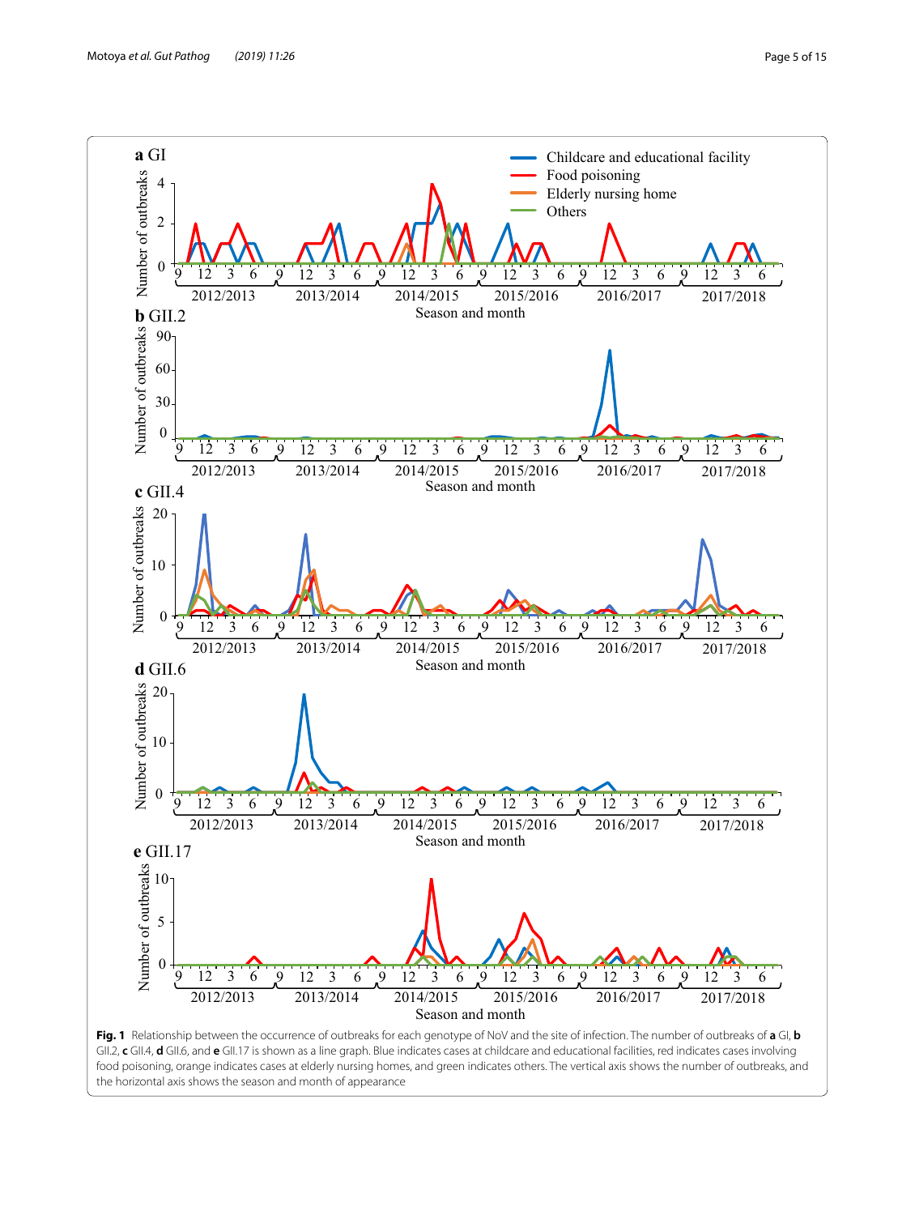**Fig. 1** Relationship between the occurrence of outbreaks for each genotype of NoV and the site of infection. The number of outbreaks of **a** GI, **b** GII.2, **c** GII.4, **d** GII.6, and **e** GII.17 is shown as a line graph. Blue indicates cases at childcare and educational facilities, red indicates cases involving food poisoning, orange indicates cases at elderly nursing homes, and green indicates others. The vertical axis shows the number of outbreaks, and the horizontal axis shows the season and month of appearance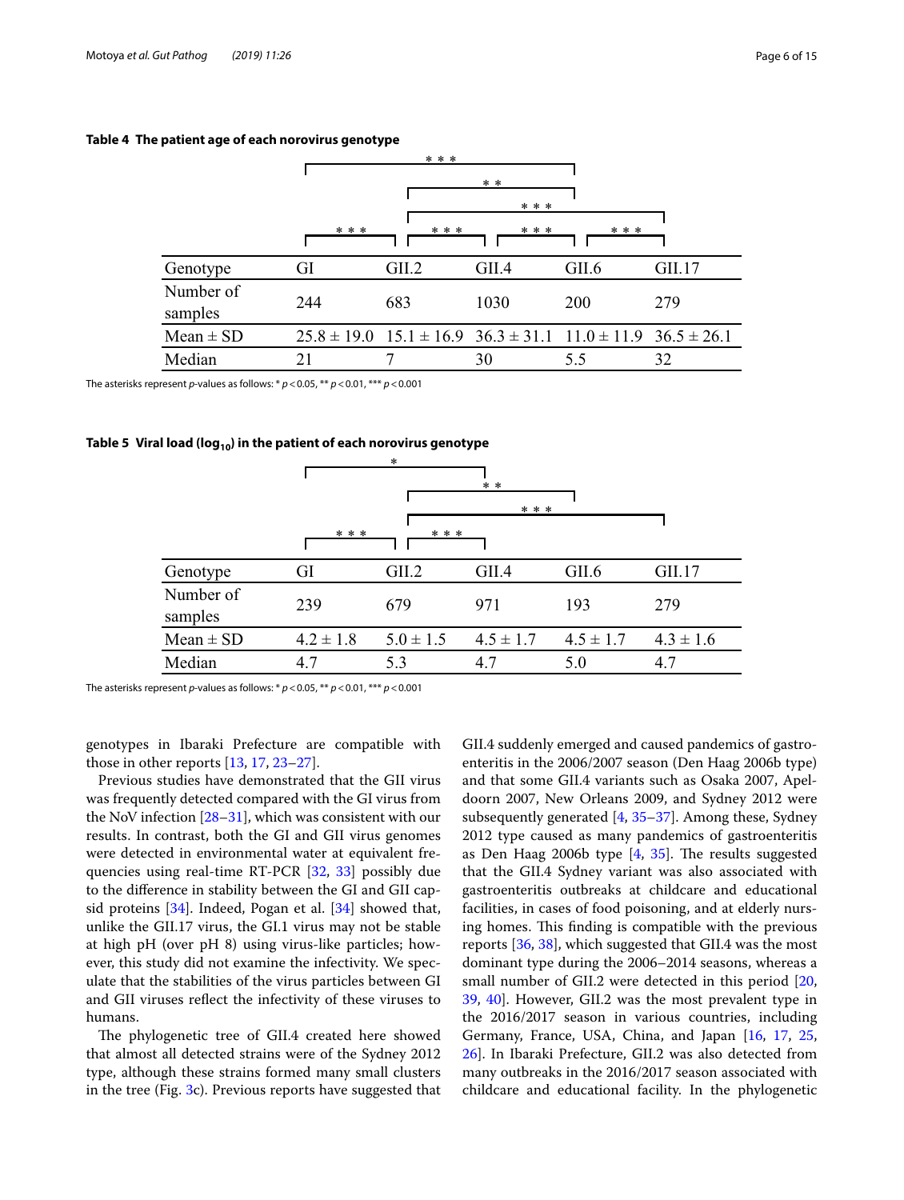**Table 4 The patient age of each norovirus genotype**

Significance brackets: GI–GII.4 (***), GII.2–GII.4 (**), GII.2–GII.17 (***), GI–GII.2 (***), GII.2–GII.4 (***), GII.4–GII.6 (***), GII.6–GII.17 (***)

| Genotype | GI | GII.2 | GII.4 | GII.6 | GII.17 |
|---|---|---|---|---|---|
| Number of samples | 244 | 683 | 1030 | 200 | 279 |
| Mean ± SD | 25.8 ± 19.0 | 15.1 ± 16.9 | 36.3 ± 31.1 | 11.0 ± 11.9 | 36.5 ± 26.1 |
| Median | 21 | 7 | 30 | 5.5 | 32 |

The asterisks represent *p*-values as follows: * $p < 0.05$, ** $p < 0.01$, *** $p < 0.001$

**Table 5 Viral load ($\log_{10}$) in the patient of each norovirus genotype**

Significance brackets: GI–GII.4 (*), GII.2–GII.6 (**), GII.2–GII.17 (***), GI–GII.2 (***), GII.2–GII.4 (***)

| Genotype | GI | GII.2 | GII.4 | GII.6 | GII.17 |
|---|---|---|---|---|---|
| Number of samples | 239 | 679 | 971 | 193 | 279 |
| Mean ± SD | 4.2 ± 1.8 | 5.0 ± 1.5 | 4.5 ± 1.7 | 4.5 ± 1.7 | 4.3 ± 1.6 |
| Median | 4.7 | 5.3 | 4.7 | 5.0 | 4.7 |

The asterisks represent *p*-values as follows: * $p < 0.05$, ** $p < 0.01$, *** $p < 0.001$

genotypes in Ibaraki Prefecture are compatible with those in other reports [13, 17, 23–27].

Previous studies have demonstrated that the GII virus was frequently detected compared with the GI virus from the NoV infection [28–31], which was consistent with our results. In contrast, both the GI and GII virus genomes were detected in environmental water at equivalent frequencies using real-time RT-PCR [32, 33] possibly due to the difference in stability between the GI and GII capsid proteins [34]. Indeed, Pogan et al. [34] showed that, unlike the GII.17 virus, the GI.1 virus may not be stable at high pH (over pH 8) using virus-like particles; however, this study did not examine the infectivity. We speculate that the stabilities of the virus particles between GI and GII viruses reflect the infectivity of these viruses to humans.

The phylogenetic tree of GII.4 created here showed that almost all detected strains were of the Sydney 2012 type, although these strains formed many small clusters in the tree (Fig. 3c). Previous reports have suggested that GII.4 suddenly emerged and caused pandemics of gastroenteritis in the 2006/2007 season (Den Haag 2006b type) and that some GII.4 variants such as Osaka 2007, Apeldoorn 2007, New Orleans 2009, and Sydney 2012 were subsequently generated [4, 35–37]. Among these, Sydney 2012 type caused as many pandemics of gastroenteritis as Den Haag 2006b type [4, 35]. The results suggested that the GII.4 Sydney variant was also associated with gastroenteritis outbreaks at childcare and educational facilities, in cases of food poisoning, and at elderly nursing homes. This finding is compatible with the previous reports [36, 38], which suggested that GII.4 was the most dominant type during the 2006–2014 seasons, whereas a small number of GII.2 were detected in this period [20, 39, 40]. However, GII.2 was the most prevalent type in the 2016/2017 season in various countries, including Germany, France, USA, China, and Japan [16, 17, 25, 26]. In Ibaraki Prefecture, GII.2 was also detected from many outbreaks in the 2016/2017 season associated with childcare and educational facility. In the phylogenetic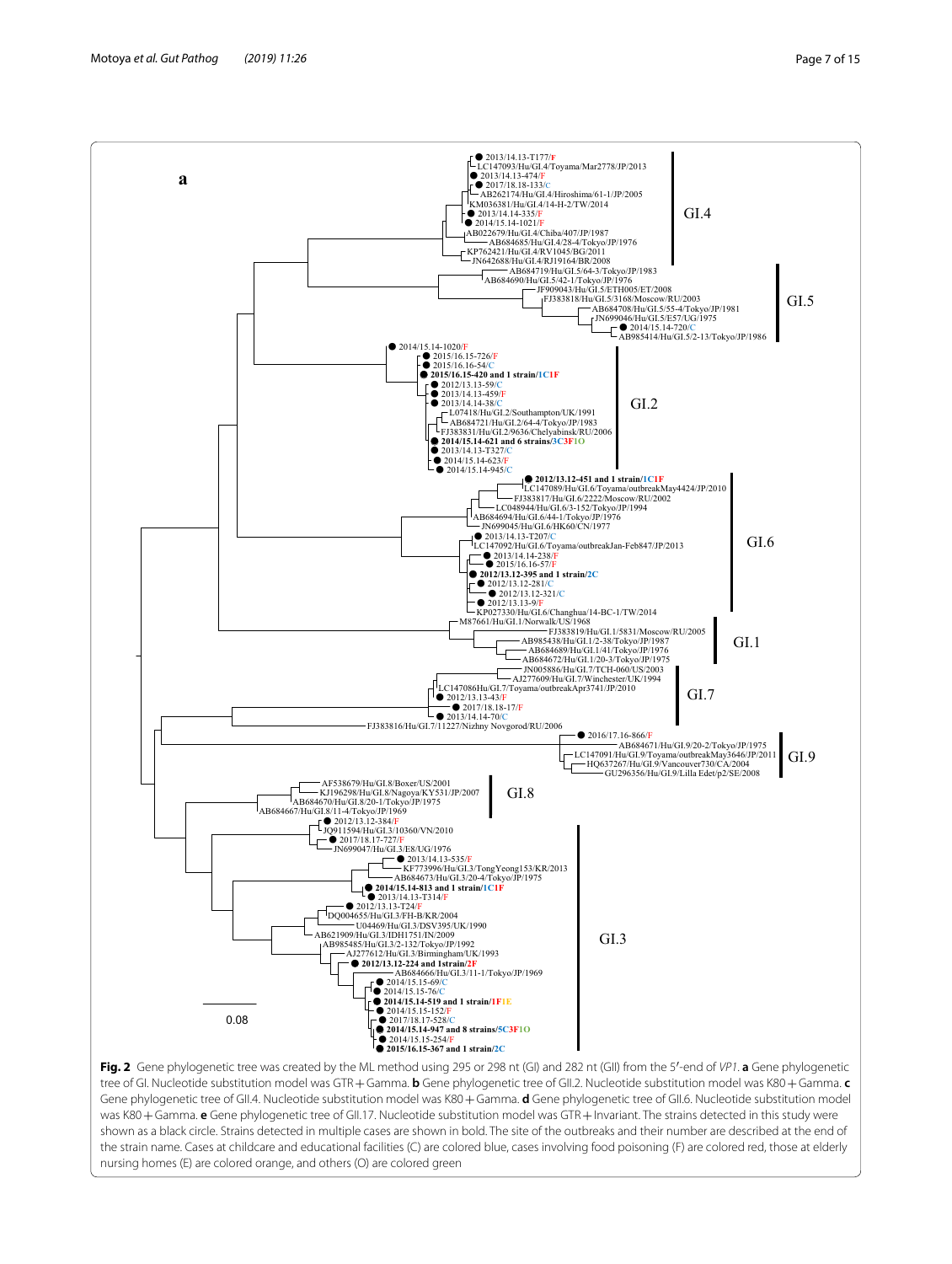Fig. 2 Gene phylogenetic tree was created by the ML method using 295 or 298 nt (GI) and 282 nt (GII) from the 5′-end of *VP1*. **a** Gene phylogenetic tree of GI. Nucleotide substitution model was GTR + Gamma. **b** Gene phylogenetic tree of GII.2. Nucleotide substitution model was K80 + Gamma. **c** Gene phylogenetic tree of GII.4. Nucleotide substitution model was K80 + Gamma. **d** Gene phylogenetic tree of GII.6. Nucleotide substitution model was K80 + Gamma. **e** Gene phylogenetic tree of GII.17. Nucleotide substitution model was GTR + Invariant. The strains detected in this study were shown as a black circle. Strains detected in multiple cases are shown in bold. The site of the outbreaks and their number are described at the end of the strain name. Cases at childcare and educational facilities (C) are colored blue, cases involving food poisoning (F) are colored red, those at elderly nursing homes (E) are colored orange, and others (O) are colored green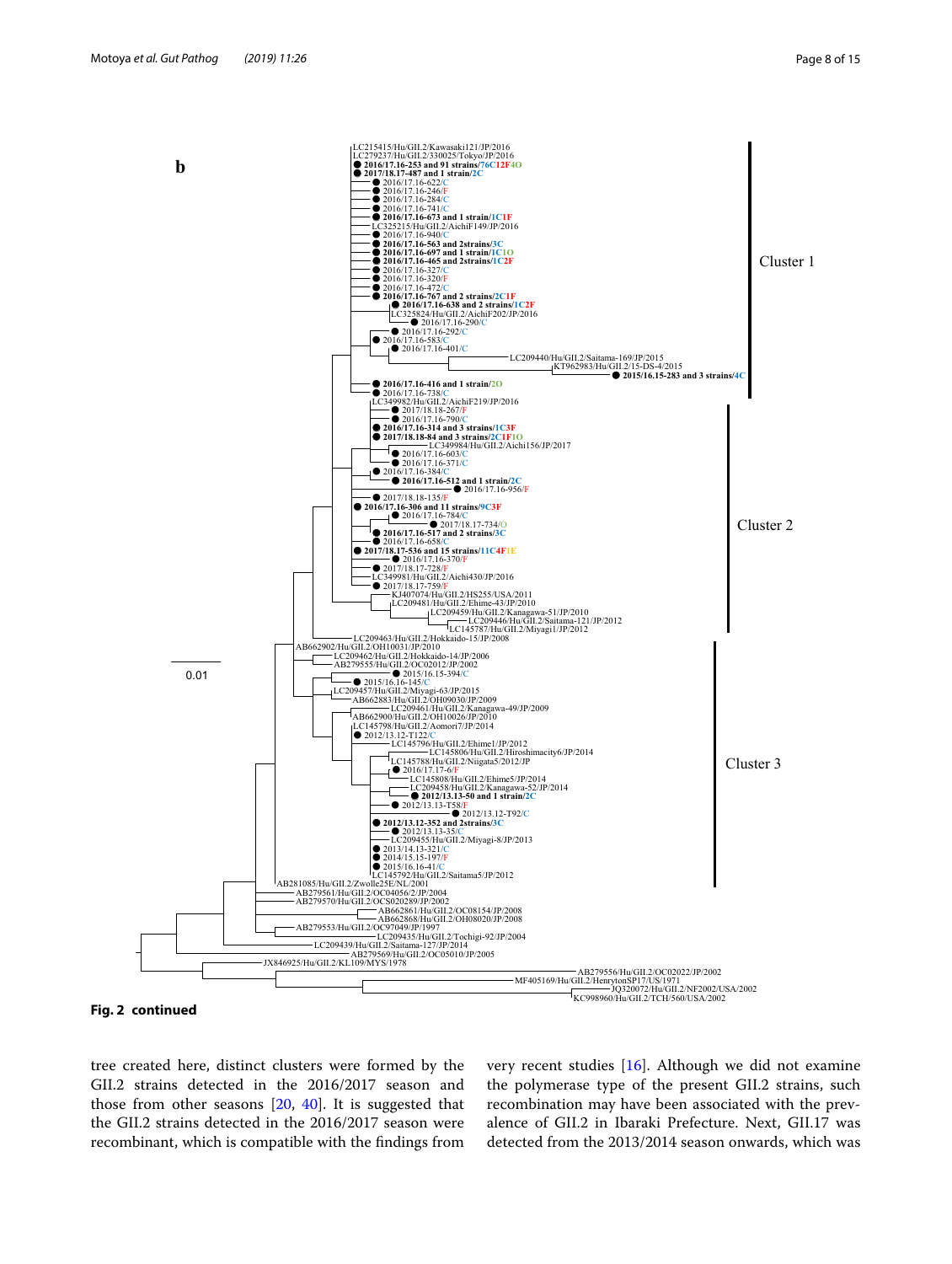**Fig. 2 continued**

tree created here, distinct clusters were formed by the GII.2 strains detected in the 2016/2017 season and those from other seasons [20, 40]. It is suggested that the GII.2 strains detected in the 2016/2017 season were recombinant, which is compatible with the findings from very recent studies [16]. Although we did not examine the polymerase type of the present GII.2 strains, such recombination may have been associated with the prevalence of GII.2 in Ibaraki Prefecture. Next, GII.17 was detected from the 2013/2014 season onwards, which was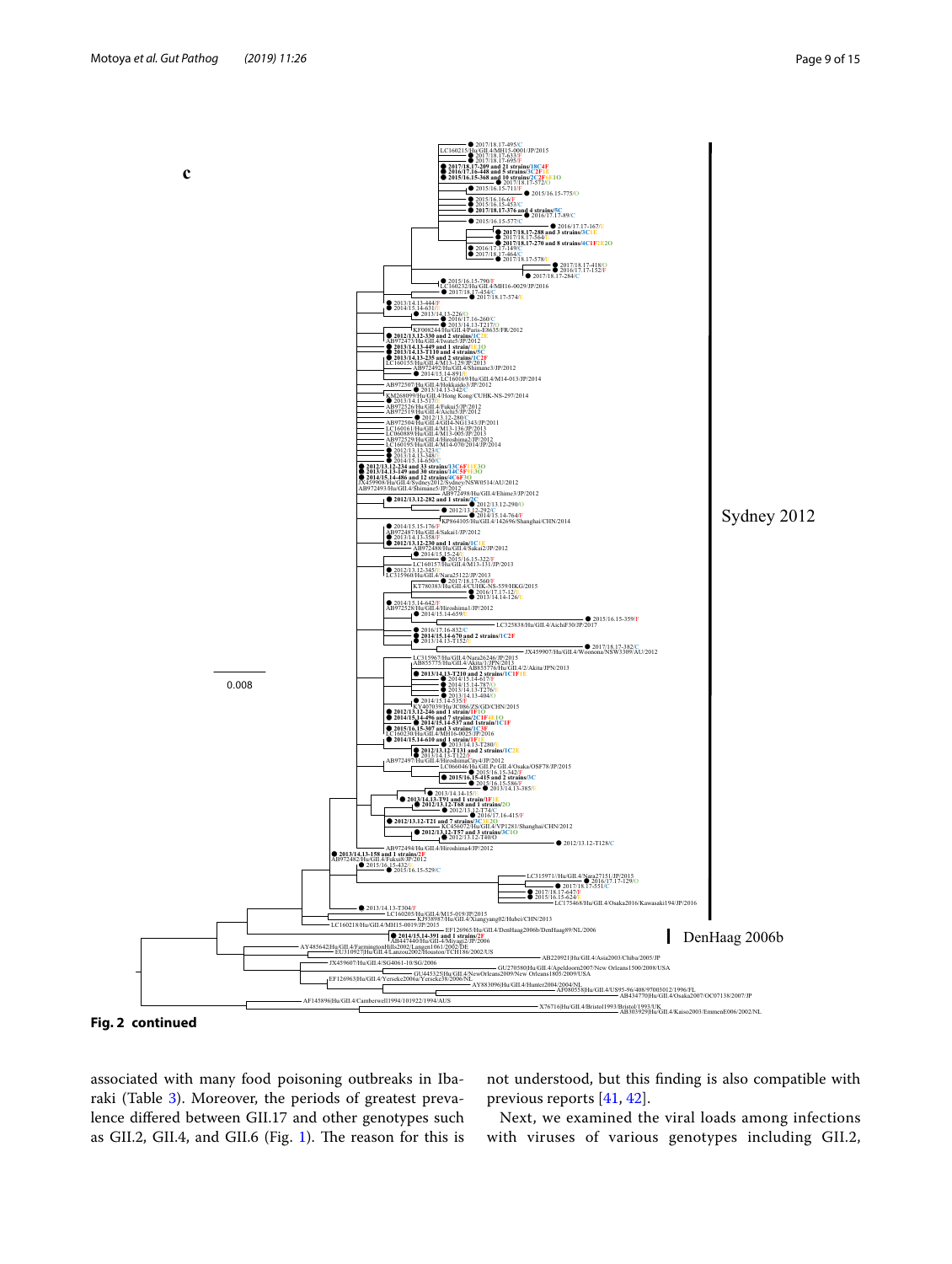**Fig. 2 continued**

associated with many food poisoning outbreaks in Ibaraki (Table 3). Moreover, the periods of greatest prevalence differed between GII.17 and other genotypes such as GII.2, GII.4, and GII.6 (Fig. 1). The reason for this is not understood, but this finding is also compatible with previous reports [41, 42].

Next, we examined the viral loads among infections with viruses of various genotypes including GII.2,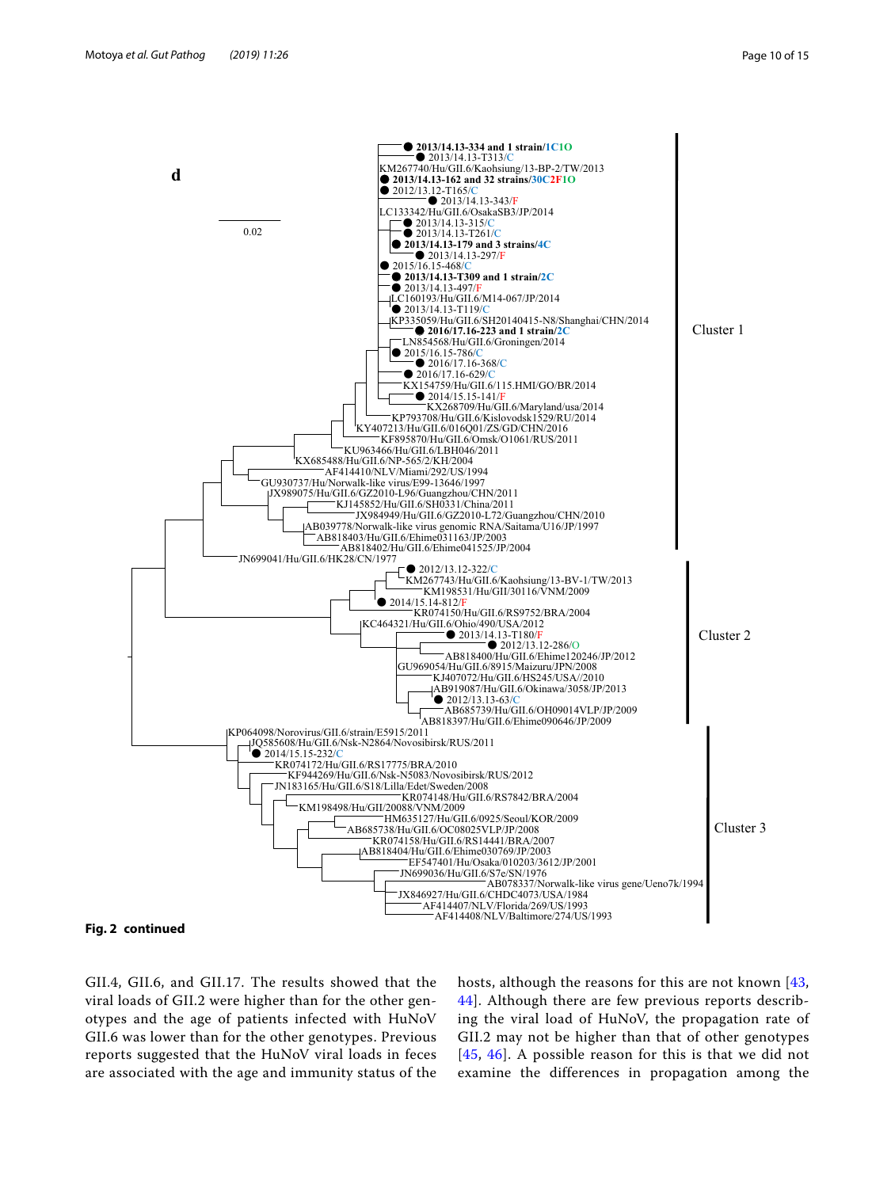**Fig. 2 continued**

GII.4, GII.6, and GII.17. The results showed that the viral loads of GII.2 were higher than for the other genotypes and the age of patients infected with HuNoV GII.6 was lower than for the other genotypes. Previous reports suggested that the HuNoV viral loads in feces are associated with the age and immunity status of the hosts, although the reasons for this are not known [43, 44]. Although there are few previous reports describing the viral load of HuNoV, the propagation rate of GII.2 may not be higher than that of other genotypes [45, 46]. A possible reason for this is that we did not examine the differences in propagation among the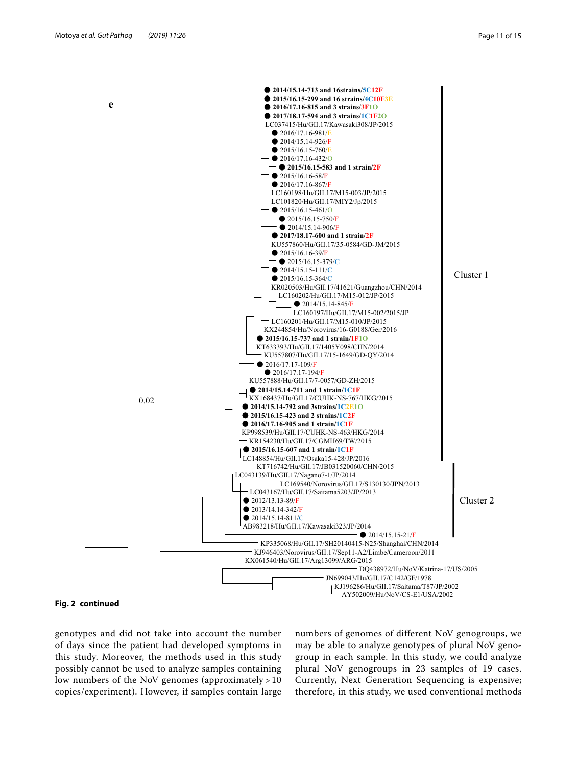**Fig. 2 continued**

genotypes and did not take into account the number of days since the patient had developed symptoms in this study. Moreover, the methods used in this study possibly cannot be used to analyze samples containing low numbers of the NoV genomes (approximately > 10 copies/experiment). However, if samples contain large numbers of genomes of different NoV genogroups, we may be able to analyze genotypes of plural NoV genogroup in each sample. In this study, we could analyze plural NoV genogroups in 23 samples of 19 cases. Currently, Next Generation Sequencing is expensive; therefore, in this study, we used conventional methods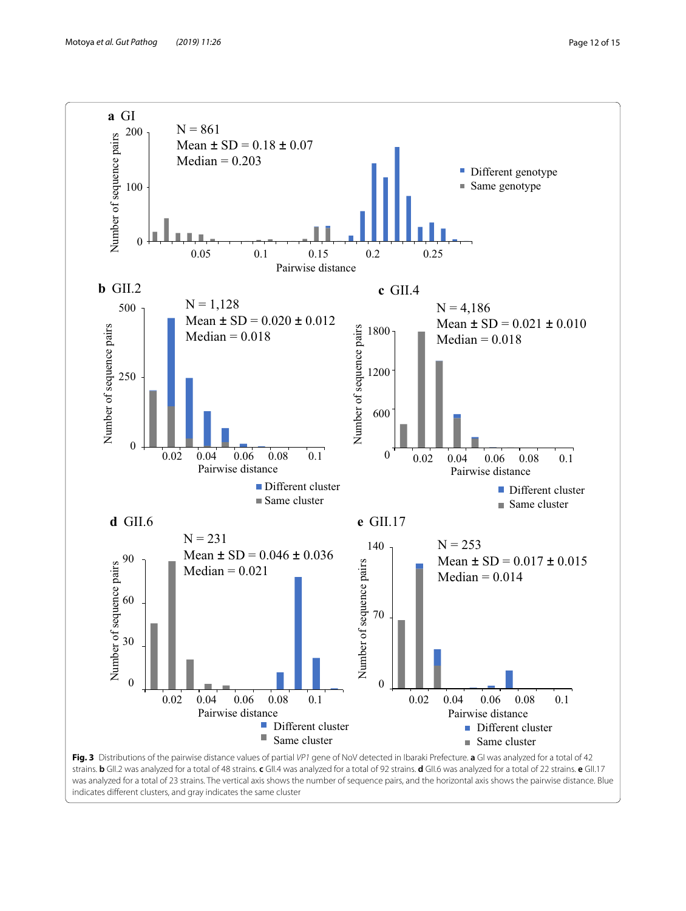**Fig. 3** Distributions of the pairwise distance values of partial *VP1* gene of NoV detected in Ibaraki Prefecture. **a** GI was analyzed for a total of 42 strains. **b** GII.2 was analyzed for a total of 48 strains. **c** GII.4 was analyzed for a total of 92 strains. **d** GII.6 was analyzed for a total of 22 strains. **e** GII.17 was analyzed for a total of 23 strains. The vertical axis shows the number of sequence pairs, and the horizontal axis shows the pairwise distance. Blue indicates different clusters, and gray indicates the same cluster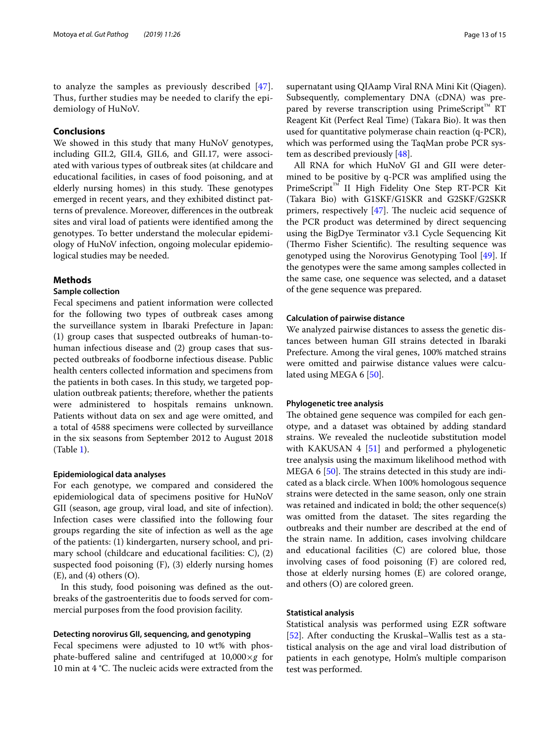to analyze the samples as previously described [47]. Thus, further studies may be needed to clarify the epidemiology of HuNoV.

## Conclusions

We showed in this study that many HuNoV genotypes, including GII.2, GII.4, GII.6, and GII.17, were associated with various types of outbreak sites (at childcare and educational facilities, in cases of food poisoning, and at elderly nursing homes) in this study. These genotypes emerged in recent years, and they exhibited distinct patterns of prevalence. Moreover, differences in the outbreak sites and viral load of patients were identified among the genotypes. To better understand the molecular epidemiology of HuNoV infection, ongoing molecular epidemiological studies may be needed.

## Methods

### Sample collection

Fecal specimens and patient information were collected for the following two types of outbreak cases among the surveillance system in Ibaraki Prefecture in Japan: (1) group cases that suspected outbreaks of human-to-human infectious disease and (2) group cases that suspected outbreaks of foodborne infectious disease. Public health centers collected information and specimens from the patients in both cases. In this study, we targeted population outbreak patients; therefore, whether the patients were administered to hospitals remains unknown. Patients without data on sex and age were omitted, and a total of 4588 specimens were collected by surveillance in the six seasons from September 2012 to August 2018 (Table 1).

#### Epidemiological data analyses

For each genotype, we compared and considered the epidemiological data of specimens positive for HuNoV GII (season, age group, viral load, and site of infection). Infection cases were classified into the following four groups regarding the site of infection as well as the age of the patients: (1) kindergarten, nursery school, and primary school (childcare and educational facilities: C), (2) suspected food poisoning (F), (3) elderly nursing homes (E), and (4) others (O).

In this study, food poisoning was defined as the outbreaks of the gastroenteritis due to foods served for commercial purposes from the food provision facility.

#### Detecting norovirus GII, sequencing, and genotyping

Fecal specimens were adjusted to 10 wt% with phosphate-buffered saline and centrifuged at 10,000×*g* for 10 min at 4 °C. The nucleic acids were extracted from the supernatant using QIAamp Viral RNA Mini Kit (Qiagen). Subsequently, complementary DNA (cDNA) was prepared by reverse transcription using PrimeScript™ RT Reagent Kit (Perfect Real Time) (Takara Bio). It was then used for quantitative polymerase chain reaction (q-PCR), which was performed using the TaqMan probe PCR system as described previously [48].

All RNA for which HuNoV GI and GII were determined to be positive by q-PCR was amplified using the PrimeScript™ II High Fidelity One Step RT-PCR Kit (Takara Bio) with G1SKF/G1SKR and G2SKF/G2SKR primers, respectively [47]. The nucleic acid sequence of the PCR product was determined by direct sequencing using the BigDye Terminator v3.1 Cycle Sequencing Kit (Thermo Fisher Scientific). The resulting sequence was genotyped using the Norovirus Genotyping Tool [49]. If the genotypes were the same among samples collected in the same case, one sequence was selected, and a dataset of the gene sequence was prepared.

#### Calculation of pairwise distance

We analyzed pairwise distances to assess the genetic distances between human GII strains detected in Ibaraki Prefecture. Among the viral genes, 100% matched strains were omitted and pairwise distance values were calculated using MEGA 6 [50].

#### Phylogenetic tree analysis

The obtained gene sequence was compiled for each genotype, and a dataset was obtained by adding standard strains. We revealed the nucleotide substitution model with KAKUSAN 4 [51] and performed a phylogenetic tree analysis using the maximum likelihood method with MEGA 6 [50]. The strains detected in this study are indicated as a black circle. When 100% homologous sequence strains were detected in the same season, only one strain was retained and indicated in bold; the other sequence(s) was omitted from the dataset. The sites regarding the outbreaks and their number are described at the end of the strain name. In addition, cases involving childcare and educational facilities (C) are colored blue, those involving cases of food poisoning (F) are colored red, those at elderly nursing homes (E) are colored orange, and others (O) are colored green.

#### Statistical analysis

Statistical analysis was performed using EZR software [52]. After conducting the Kruskal–Wallis test as a statistical analysis on the age and viral load distribution of patients in each genotype, Holm's multiple comparison test was performed.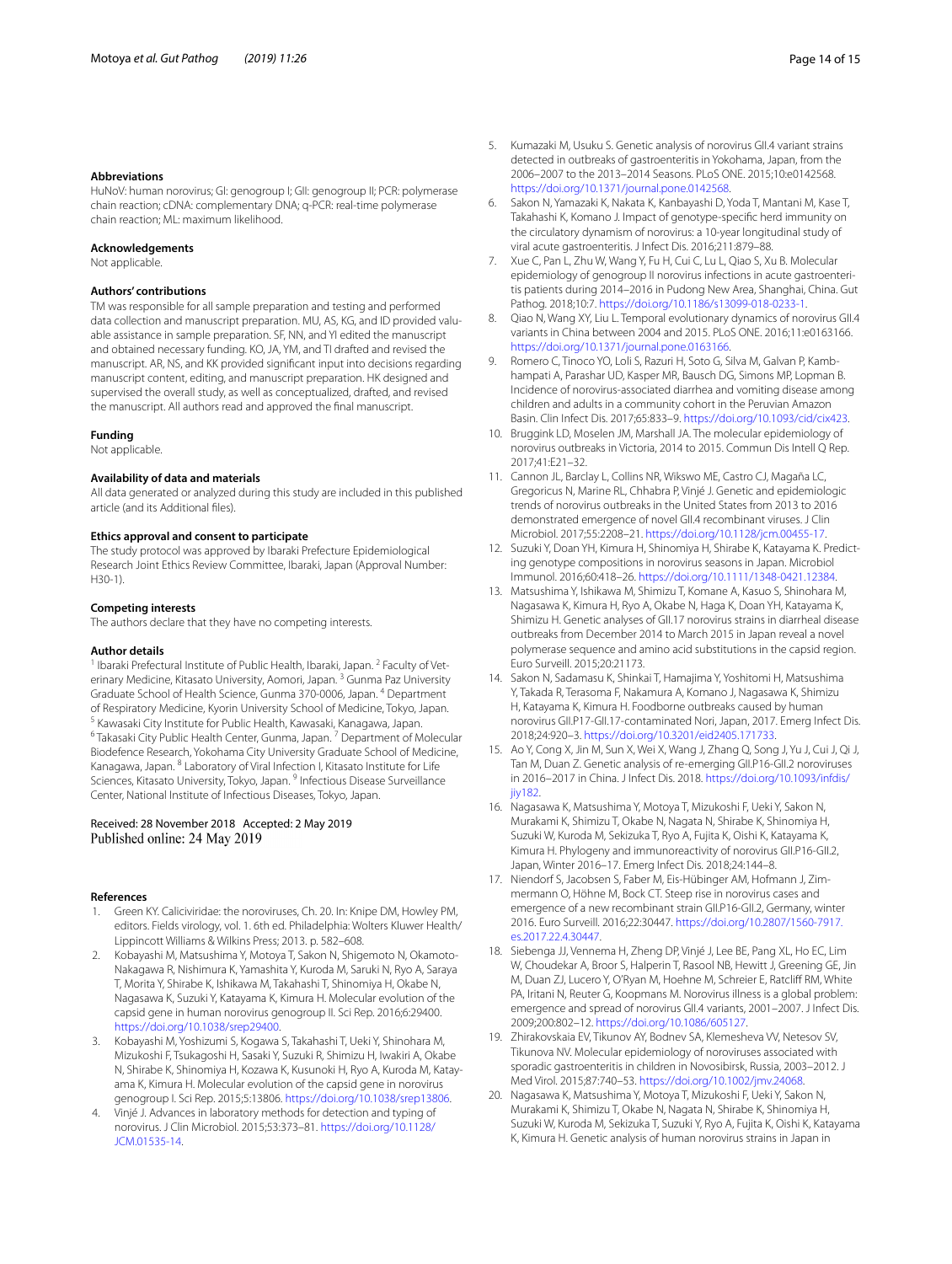### Abbreviations

HuNoV: human norovirus; GI: genogroup I; GII: genogroup II; PCR: polymerase chain reaction; cDNA: complementary DNA; q-PCR: real-time polymerase chain reaction; ML: maximum likelihood.

### Acknowledgements

Not applicable.

### Authors' contributions

TM was responsible for all sample preparation and testing and performed data collection and manuscript preparation. MU, AS, KG, and ID provided valuable assistance in sample preparation. SF, NN, and YI edited the manuscript and obtained necessary funding. KO, JA, YM, and TI drafted and revised the manuscript. AR, NS, and KK provided significant input into decisions regarding manuscript content, editing, and manuscript preparation. HK designed and supervised the overall study, as well as conceptualized, drafted, and revised the manuscript. All authors read and approved the final manuscript.

### Funding

Not applicable.

### Availability of data and materials

All data generated or analyzed during this study are included in this published article (and its Additional files).

### Ethics approval and consent to participate

The study protocol was approved by Ibaraki Prefecture Epidemiological Research Joint Ethics Review Committee, Ibaraki, Japan (Approval Number: H30-1).

### Competing interests

The authors declare that they have no competing interests.

### Author details

[1] Ibaraki Prefectural Institute of Public Health, Ibaraki, Japan. [2] Faculty of Veterinary Medicine, Kitasato University, Aomori, Japan. [3] Gunma Paz University Graduate School of Health Science, Gunma 370-0006, Japan. [4] Department of Respiratory Medicine, Kyorin University School of Medicine, Tokyo, Japan. [5] Kawasaki City Institute for Public Health, Kawasaki, Kanagawa, Japan. [6] Takasaki City Public Health Center, Gunma, Japan. [7] Department of Molecular Biodefence Research, Yokohama City University Graduate School of Medicine, Kanagawa, Japan. [8] Laboratory of Viral Infection I, Kitasato Institute for Life Sciences, Kitasato University, Tokyo, Japan. [9] Infectious Disease Surveillance Center, National Institute of Infectious Diseases, Tokyo, Japan.

Received: 28 November 2018 Accepted: 2 May 2019
Published online: 24 May 2019

### References

1. Green KY. Caliciviridae: the noroviruses, Ch. 20. In: Knipe DM, Howley PM, editors. Fields virology, vol. 1. 6th ed. Philadelphia: Wolters Kluwer Health/Lippincott Williams & Wilkins Press; 2013. p. 582–608.
2. Kobayashi M, Matsushima Y, Motoya T, Sakon N, Shigemoto N, Okamoto-Nakagawa R, Nishimura K, Yamashita Y, Kuroda M, Saruki N, Ryo A, Saraya T, Morita Y, Shirabe K, Ishikawa M, Takahashi T, Shinomiya H, Okabe N, Nagasawa K, Suzuki Y, Katayama K, Kimura H. Molecular evolution of the capsid gene in human norovirus genogroup II. Sci Rep. 2016;6:29400. https://doi.org/10.1038/srep29400.
3. Kobayashi M, Yoshizumi S, Kogawa S, Takahashi T, Ueki Y, Shinohara M, Mizukoshi F, Tsukagoshi H, Sasaki Y, Suzuki R, Shimizu H, Iwakiri A, Okabe N, Shirabe K, Shinomiya H, Kozawa K, Kusunoki H, Ryo A, Kuroda M, Katayama K, Kimura H. Molecular evolution of the capsid gene in norovirus genogroup I. Sci Rep. 2015;5:13806. https://doi.org/10.1038/srep13806.
4. Vinjé J. Advances in laboratory methods for detection and typing of norovirus. J Clin Microbiol. 2015;53:373–81. https://doi.org/10.1128/JCM.01535-14.
5. Kumazaki M, Usuku S. Genetic analysis of norovirus GII.4 variant strains detected in outbreaks of gastroenteritis in Yokohama, Japan, from the 2006–2007 to the 2013–2014 Seasons. PLoS ONE. 2015;10:e0142568. https://doi.org/10.1371/journal.pone.0142568.
6. Sakon N, Yamazaki K, Nakata K, Kanbayashi D, Yoda T, Mantani M, Kase T, Takahashi K, Komano J. Impact of genotype-specific herd immunity on the circulatory dynamism of norovirus: a 10-year longitudinal study of viral acute gastroenteritis. J Infect Dis. 2016;211:879–88.
7. Xue C, Pan L, Zhu W, Wang Y, Fu H, Cui C, Lu L, Qiao S, Xu B. Molecular epidemiology of genogroup II norovirus infections in acute gastroenteritis patients during 2014–2016 in Pudong New Area, Shanghai, China. Gut Pathog. 2018;10:7. https://doi.org/10.1186/s13099-018-0233-1.
8. Qiao N, Wang XY, Liu L. Temporal evolutionary dynamics of norovirus GII.4 variants in China between 2004 and 2015. PLoS ONE. 2016;11:e0163166. https://doi.org/10.1371/journal.pone.0163166.
9. Romero C, Tinoco YO, Loli S, Razuri H, Soto G, Silva M, Galvan P, Kambhampati A, Parashar UD, Kasper MR, Bausch DG, Simons MP, Lopman B. Incidence of norovirus-associated diarrhea and vomiting disease among children and adults in a community cohort in the Peruvian Amazon Basin. Clin Infect Dis. 2017;65:833–9. https://doi.org/10.1093/cid/cix423.
10. Bruggink LD, Moselen JM, Marshall JA. The molecular epidemiology of norovirus outbreaks in Victoria, 2014 to 2015. Commun Dis Intell Q Rep. 2017;41:E21–32.
11. Cannon JL, Barclay L, Collins NR, Wikswo ME, Castro CJ, Magaña LC, Gregoricus N, Marine RL, Chhabra P, Vinjé J. Genetic and epidemiologic trends of norovirus outbreaks in the United States from 2013 to 2016 demonstrated emergence of novel GII.4 recombinant viruses. J Clin Microbiol. 2017;55:2208–21. https://doi.org/10.1128/jcm.00455-17.
12. Suzuki Y, Doan YH, Kimura H, Shinomiya H, Shirabe K, Katayama K. Predicting genotype compositions in norovirus seasons in Japan. Microbiol Immunol. 2016;60:418–26. https://doi.org/10.1111/1348-0421.12384.
13. Matsushima Y, Ishikawa M, Shimizu T, Komane A, Kasuo S, Shinohara M, Nagasawa K, Kimura H, Ryo A, Okabe N, Haga K, Doan YH, Katayama K, Shimizu H. Genetic analyses of GII.17 norovirus strains in diarrheal disease outbreaks from December 2014 to March 2015 in Japan reveal a novel polymerase sequence and amino acid substitutions in the capsid region. Euro Surveill. 2015;20:21173.
14. Sakon N, Sadamasu K, Shinkai T, Hamajima Y, Yoshitomi H, Matsushima Y, Takada R, Terasoma F, Nakamura A, Komano J, Nagasawa K, Shimizu H, Katayama K, Kimura H. Foodborne outbreaks caused by human norovirus GII.P17-GII.17-contaminated Nori, Japan, 2017. Emerg Infect Dis. 2018;24:920–3. https://doi.org/10.3201/eid2405.171733.
15. Ao Y, Cong X, Jin M, Sun X, Wei X, Wang J, Zhang Q, Song J, Yu J, Cui J, Qi J, Tan M, Duan Z. Genetic analysis of re-emerging GII.P16-GII.2 noroviruses in 2016–2017 in China. J Infect Dis. 2018. https://doi.org/10.1093/infdis/jiy182.
16. Nagasawa K, Matsushima Y, Motoya T, Mizukoshi F, Ueki Y, Sakon N, Murakami K, Shimizu T, Okabe N, Nagata N, Shirabe K, Shinomiya H, Suzuki W, Kuroda M, Sekizuka T, Ryo A, Fujita K, Oishi K, Katayama K, Kimura H. Phylogeny and immunoreactivity of norovirus GII.P16-GII.2, Japan, Winter 2016–17. Emerg Infect Dis. 2018;24:144–8.
17. Niendorf S, Jacobsen S, Faber M, Eis-Hübinger AM, Hofmann J, Zimmermann O, Höhne M, Bock CT. Steep rise in norovirus cases and emergence of a new recombinant strain GII.P16-GII.2, Germany, winter 2016. Euro Surveill. 2016;22:30447. https://doi.org/10.2807/1560-7917.es.2017.22.4.30447.
18. Siebenga JJ, Vennema H, Zheng DP, Vinjé J, Lee BE, Pang XL, Ho EC, Lim W, Choudekar A, Broor S, Halperin T, Rasool NB, Hewitt J, Greening GE, Jin M, Duan ZJ, Lucero Y, O'Ryan M, Hoehne M, Schreier E, Ratcliff RM, White PA, Iritani N, Reuter G, Koopmans M. Norovirus illness is a global problem: emergence and spread of norovirus GII.4 variants, 2001–2007. J Infect Dis. 2009;200:802–12. https://doi.org/10.1086/605127.
19. Zhirakovskaia EV, Tikunov AY, Bodnev SA, Klemesheva VV, Netesov SV, Tikunova NV. Molecular epidemiology of noroviruses associated with sporadic gastroenteritis in children in Novosibirsk, Russia, 2003–2012. J Med Virol. 2015;87:740–53. https://doi.org/10.1002/jmv.24068.
20. Nagasawa K, Matsushima Y, Motoya T, Mizukoshi F, Ueki Y, Sakon N, Murakami K, Shimizu T, Okabe N, Nagata N, Shirabe K, Shinomiya H, Suzuki W, Kuroda M, Sekizuka T, Suzuki Y, Ryo A, Fujita K, Oishi K, Katayama K, Kimura H. Genetic analysis of human norovirus strains in Japan in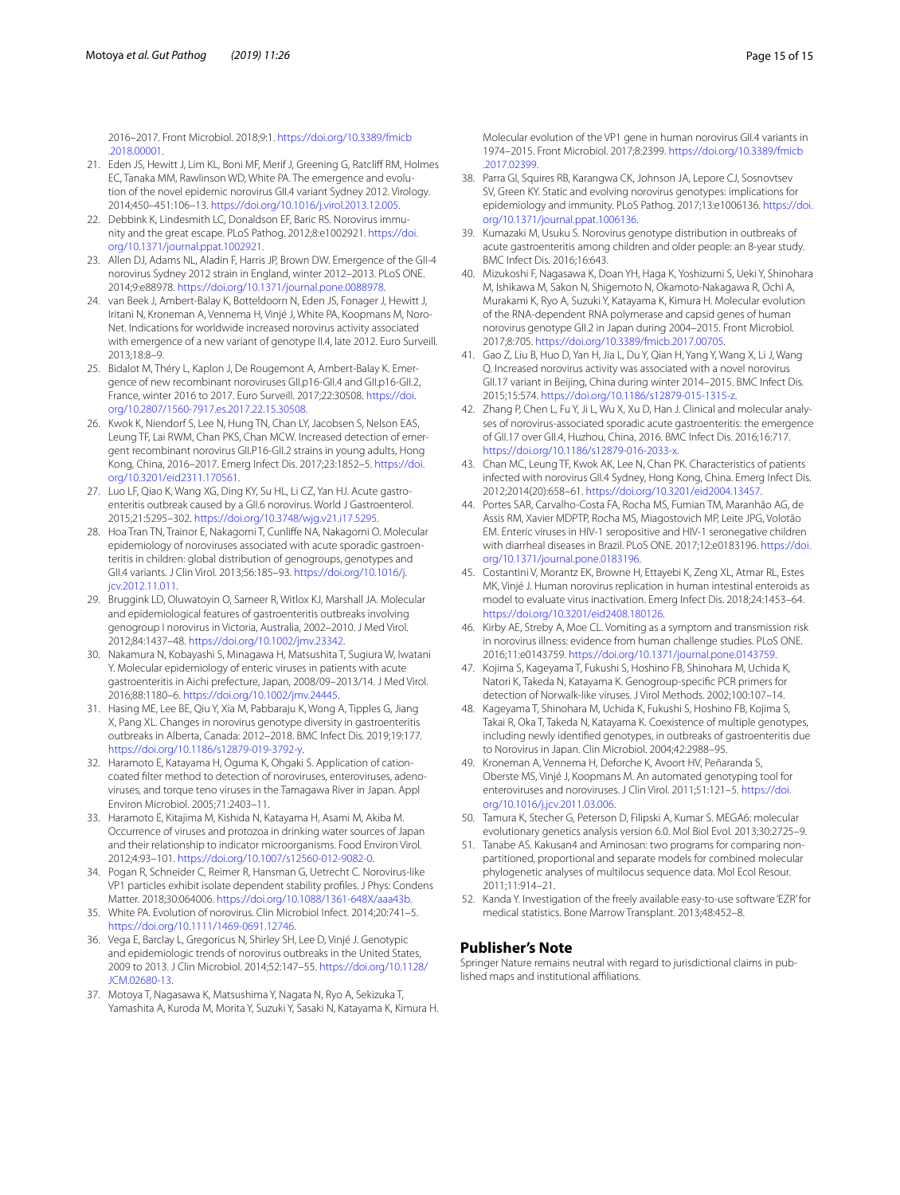2016–2017. Front Microbiol. 2018;9:1. https://doi.org/10.3389/fmicb.2018.00001.

21. Eden JS, Hewitt J, Lim KL, Boni MF, Merif J, Greening G, Ratcliff RM, Holmes EC, Tanaka MM, Rawlinson WD, White PA. The emergence and evolution of the novel epidemic norovirus GII.4 variant Sydney 2012. Virology. 2014;450–451:106–13. https://doi.org/10.1016/j.virol.2013.12.005.
22. Debbink K, Lindesmith LC, Donaldson EF, Baric RS. Norovirus immunity and the great escape. PLoS Pathog. 2012;8:e1002921. https://doi.org/10.1371/journal.ppat.1002921.
23. Allen DJ, Adams NL, Aladin F, Harris JP, Brown DW. Emergence of the GII-4 norovirus Sydney 2012 strain in England, winter 2012–2013. PLoS ONE. 2014;9:e88978. https://doi.org/10.1371/journal.pone.0088978.
24. van Beek J, Ambert-Balay K, Botteldoorn N, Eden JS, Fonager J, Hewitt J, Iritani N, Kroneman A, Vennema H, Vinjé J, White PA, Koopmans M, NoroNet. Indications for worldwide increased norovirus activity associated with emergence of a new variant of genotype II.4, late 2012. Euro Surveill. 2013;18:8–9.
25. Bidalot M, Théry L, Kaplon J, De Rougemont A, Ambert-Balay K. Emergence of new recombinant noroviruses GII.p16-GII.4 and GII.p16-GII.2, France, winter 2016 to 2017. Euro Surveill. 2017;22:30508. https://doi.org/10.2807/1560-7917.es.2017.22.15.30508.
26. Kwok K, Niendorf S, Lee N, Hung TN, Chan LY, Jacobsen S, Nelson EAS, Leung TF, Lai RWM, Chan PKS, Chan MCW. Increased detection of emergent recombinant norovirus GII.P16-GII.2 strains in young adults, Hong Kong, China, 2016–2017. Emerg Infect Dis. 2017;23:1852–5. https://doi.org/10.3201/eid2311.170561.
27. Luo LF, Qiao K, Wang XG, Ding KY, Su HL, Li CZ, Yan HJ. Acute gastroenteritis outbreak caused by a GII.6 norovirus. World J Gastroenterol. 2015;21:5295–302. https://doi.org/10.3748/wjg.v21.i17.5295.
28. Hoa Tran TN, Trainor E, Nakagomi T, Cunliffe NA, Nakagomi O. Molecular epidemiology of noroviruses associated with acute sporadic gastroenteritis in children: global distribution of genogroups, genotypes and GII.4 variants. J Clin Virol. 2013;56:185–93. https://doi.org/10.1016/j.jcv.2012.11.011.
29. Bruggink LD, Oluwatoyin O, Sameer R, Witlox KJ, Marshall JA. Molecular and epidemiological features of gastroenteritis outbreaks involving genogroup I norovirus in Victoria, Australia, 2002–2010. J Med Virol. 2012;84:1437–48. https://doi.org/10.1002/jmv.23342.
30. Nakamura N, Kobayashi S, Minagawa H, Matsushita T, Sugiura W, Iwatani Y. Molecular epidemiology of enteric viruses in patients with acute gastroenteritis in Aichi prefecture, Japan, 2008/09–2013/14. J Med Virol. 2016;88:1180–6. https://doi.org/10.1002/jmv.24445.
31. Hasing ME, Lee BE, Qiu Y, Xia M, Pabbaraju K, Wong A, Tipples G, Jiang X, Pang XL. Changes in norovirus genotype diversity in gastroenteritis outbreaks in Alberta, Canada: 2012–2018. BMC Infect Dis. 2019;19:177. https://doi.org/10.1186/s12879-019-3792-y.
32. Haramoto E, Katayama H, Oguma K, Ohgaki S. Application of cation-coated filter method to detection of noroviruses, enteroviruses, adenoviruses, and torque teno viruses in the Tamagawa River in Japan. Appl Environ Microbiol. 2005;71:2403–11.
33. Haramoto E, Kitajima M, Kishida N, Katayama H, Asami M, Akiba M. Occurrence of viruses and protozoa in drinking water sources of Japan and their relationship to indicator microorganisms. Food Environ Virol. 2012;4:93–101. https://doi.org/10.1007/s12560-012-9082-0.
34. Pogan R, Schneider C, Reimer R, Hansman G, Uetrecht C. Norovirus-like VP1 particles exhibit isolate dependent stability profiles. J Phys: Condens Matter. 2018;30:064006. https://doi.org/10.1088/1361-648X/aaa43b.
35. White PA. Evolution of norovirus. Clin Microbiol Infect. 2014;20:741–5. https://doi.org/10.1111/1469-0691.12746.
36. Vega E, Barclay L, Gregoricus N, Shirley SH, Lee D, Vinjé J. Genotypic and epidemiologic trends of norovirus outbreaks in the United States, 2009 to 2013. J Clin Microbiol. 2014;52:147–55. https://doi.org/10.1128/JCM.02680-13.
37. Motoya T, Nagasawa K, Matsushima Y, Nagata N, Ryo A, Sekizuka T, Yamashita A, Kuroda M, Morita Y, Suzuki Y, Sasaki N, Katayama K, Kimura H. Molecular evolution of the VP1 gene in human norovirus GII.4 variants in 1974–2015. Front Microbiol. 2017;8:2399. https://doi.org/10.3389/fmicb.2017.02399.
38. Parra GI, Squires RB, Karangwa CK, Johnson JA, Lepore CJ, Sosnovtsev SV, Green KY. Static and evolving norovirus genotypes: implications for epidemiology and immunity. PLoS Pathog. 2017;13:e1006136. https://doi.org/10.1371/journal.ppat.1006136.
39. Kumazaki M, Usuku S. Norovirus genotype distribution in outbreaks of acute gastroenteritis among children and older people: an 8-year study. BMC Infect Dis. 2016;16:643.
40. Mizukoshi F, Nagasawa K, Doan YH, Haga K, Yoshizumi S, Ueki Y, Shinohara M, Ishikawa M, Sakon N, Shigemoto N, Okamoto-Nakagawa R, Ochi A, Murakami K, Ryo A, Suzuki Y, Katayama K, Kimura H. Molecular evolution of the RNA-dependent RNA polymerase and capsid genes of human norovirus genotype GII.2 in Japan during 2004–2015. Front Microbiol. 2017;8:705. https://doi.org/10.3389/fmicb.2017.00705.
41. Gao Z, Liu B, Huo D, Yan H, Jia L, Du Y, Qian H, Yang Y, Wang X, Li J, Wang Q. Increased norovirus activity was associated with a novel norovirus GII.17 variant in Beijing, China during winter 2014–2015. BMC Infect Dis. 2015;15:574. https://doi.org/10.1186/s12879-015-1315-z.
42. Zhang P, Chen L, Fu Y, Ji L, Wu X, Xu D, Han J. Clinical and molecular analyses of norovirus-associated sporadic acute gastroenteritis: the emergence of GII.17 over GII.4, Huzhou, China, 2016. BMC Infect Dis. 2016;16:717. https://doi.org/10.1186/s12879-016-2033-x.
43. Chan MC, Leung TF, Kwok AK, Lee N, Chan PK. Characteristics of patients infected with norovirus GII.4 Sydney, Hong Kong, China. Emerg Infect Dis. 2012;2014(20):658–61. https://doi.org/10.3201/eid2004.13457.
44. Portes SAR, Carvalho-Costa FA, Rocha MS, Fumian TM, Maranhão AG, de Assis RM, Xavier MDPTP, Rocha MS, Miagostovich MP, Leite JPG, Volotão EM. Enteric viruses in HIV-1 seropositive and HIV-1 seronegative children with diarrheal diseases in Brazil. PLoS ONE. 2017;12:e0183196. https://doi.org/10.1371/journal.pone.0183196.
45. Costantini V, Morantz EK, Browne H, Ettayebi K, Zeng XL, Atmar RL, Estes MK, Vinjé J. Human norovirus replication in human intestinal enteroids as model to evaluate virus inactivation. Emerg Infect Dis. 2018;24:1453–64. https://doi.org/10.3201/eid2408.180126.
46. Kirby AE, Streby A, Moe CL. Vomiting as a symptom and transmission risk in norovirus illness: evidence from human challenge studies. PLoS ONE. 2016;11:e0143759. https://doi.org/10.1371/journal.pone.0143759.
47. Kojima S, Kageyama T, Fukushi S, Hoshino FB, Shinohara M, Uchida K, Natori K, Takeda N, Katayama K. Genogroup-specific PCR primers for detection of Norwalk-like viruses. J Virol Methods. 2002;100:107–14.
48. Kageyama T, Shinohara M, Uchida K, Fukushi S, Hoshino FB, Kojima S, Takai R, Oka T, Takeda N, Katayama K. Coexistence of multiple genotypes, including newly identified genotypes, in outbreaks of gastroenteritis due to Norovirus in Japan. Clin Microbiol. 2004;42:2988–95.
49. Kroneman A, Vennema H, Deforche K, Avoort HV, Peñaranda S, Oberste MS, Vinjé J, Koopmans M. An automated genotyping tool for enteroviruses and noroviruses. J Clin Virol. 2011;51:121–5. https://doi.org/10.1016/j.jcv.2011.03.006.
50. Tamura K, Stecher G, Peterson D, Filipski A, Kumar S. MEGA6: molecular evolutionary genetics analysis version 6.0. Mol Biol Evol. 2013;30:2725–9.
51. Tanabe AS. Kakusan4 and Aminosan: two programs for comparing nonpartitioned, proportional and separate models for combined molecular phylogenetic analyses of multilocus sequence data. Mol Ecol Resour. 2011;11:914–21.
52. Kanda Y. Investigation of the freely available easy-to-use software 'EZR' for medical statistics. Bone Marrow Transplant. 2013;48:452–8.

## Publisher's Note

Springer Nature remains neutral with regard to jurisdictional claims in published maps and institutional affiliations.